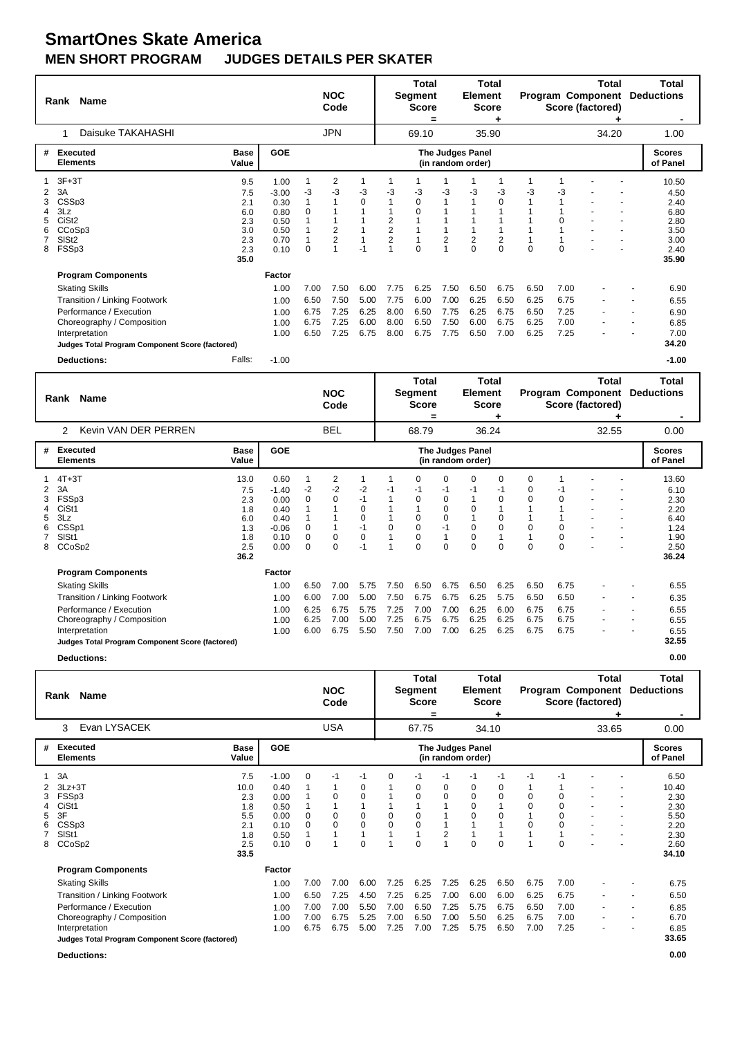# SmartOnes Skate America

## MEN SHORT PROGRAM JUDGES DETAILS PER SKATER

| Rank | Name | NOC Code | Total Segment Score = | Total Element Score + | Total Program Component Score (factored) + | Total Deductions - |
|---|---|---|---|---|---|---|
| 1 | Daisuke TAKAHASHI | JPN | 69.10 | 35.90 | 34.20 | 1.00 |

| # | Executed Elements | Base Value | GOE | The Judges Panel (in random order) | | | | | | | | | | | | Scores of Panel |
|---|---|---|---|---|---|---|---|---|---|---|---|---|---|---|---|---|
| 1 | 3F+3T | 9.5 | 1.00 | 1 | 2 | 1 | 1 | 1 | 1 | 1 | 1 | 1 | 1 | - | - | 10.50 |
| 2 | 3A | 7.5 | -3.00 | -3 | -3 | -3 | -3 | -3 | -3 | -3 | -3 | -3 | -3 | - | - | 4.50 |
| 3 | CSSp3 | 2.1 | 0.30 | 1 | 1 | 0 | 1 | 0 | 1 | 1 | 0 | 1 | 1 | - | - | 2.40 |
| 4 | 3Lz | 6.0 | 0.80 | 0 | 1 | 1 | 1 | 0 | 1 | 1 | 1 | 1 | 1 | - | - | 6.80 |
| 5 | CiSt2 | 2.3 | 0.50 | 1 | 1 | 1 | 2 | 1 | 1 | 1 | 1 | 1 | 0 | - | - | 2.80 |
| 6 | CCoSp3 | 3.0 | 0.50 | 1 | 2 | 1 | 2 | 1 | 1 | 1 | 1 | 1 | 1 | - | - | 3.50 |
| 7 | SlSt2 | 2.3 | 0.70 | 1 | 2 | 1 | 2 | 1 | 2 | 2 | 2 | 1 | 1 | - | - | 3.00 |
| 8 | FSSp3 | 2.3 | 0.10 | 0 | 1 | -1 | 1 | 0 | 1 | 0 | 0 | 0 | 0 | - | - | 2.40 |
| | | 35.0 | | | | | | | | | | | | | | 35.90 |

| Program Components | Factor | | | | | | | | | | | | | |
|---|---|---|---|---|---|---|---|---|---|---|---|---|---|---|
| Skating Skills | 1.00 | 7.00 | 7.50 | 6.00 | 7.75 | 6.25 | 7.50 | 6.50 | 6.75 | 6.50 | 7.00 | - | - | 6.90 |
| Transition / Linking Footwork | 1.00 | 6.50 | 7.50 | 5.00 | 7.75 | 6.00 | 7.00 | 6.25 | 6.50 | 6.25 | 6.75 | - | - | 6.55 |
| Performance / Execution | 1.00 | 6.75 | 7.25 | 6.25 | 8.00 | 6.50 | 7.75 | 6.25 | 6.75 | 6.50 | 7.25 | - | - | 6.90 |
| Choreography / Composition | 1.00 | 6.75 | 7.25 | 6.00 | 8.00 | 6.50 | 7.50 | 6.00 | 6.75 | 6.25 | 7.00 | - | - | 6.85 |
| Interpretation | 1.00 | 6.50 | 7.25 | 6.75 | 8.00 | 6.75 | 7.75 | 6.50 | 7.00 | 6.25 | 7.25 | - | - | 7.00 |
| **Judges Total Program Component Score (factored)** | | | | | | | | | | | | | | 34.20 |

**Deductions:** Falls: -1.00 — **-1.00**

| Rank | Name | NOC Code | Total Segment Score = | Total Element Score + | Total Program Component Score (factored) + | Total Deductions - |
|---|---|---|---|---|---|---|
| 2 | Kevin VAN DER PERREN | BEL | 68.79 | 36.24 | 32.55 | 0.00 |

| # | Executed Elements | Base Value | GOE | The Judges Panel (in random order) | | | | | | | | | | | | Scores of Panel |
|---|---|---|---|---|---|---|---|---|---|---|---|---|---|---|---|---|
| 1 | 4T+3T | 13.0 | 0.60 | 1 | 2 | 1 | 1 | 0 | 0 | 0 | 0 | 0 | 1 | - | - | 13.60 |
| 2 | 3A | 7.5 | -1.40 | -2 | -2 | -2 | -1 | -1 | -1 | -1 | -1 | 0 | -1 | - | - | 6.10 |
| 3 | FSSp3 | 2.3 | 0.00 | 0 | 0 | -1 | 1 | 0 | 0 | 1 | 0 | 0 | 0 | - | - | 2.30 |
| 4 | CiSt1 | 1.8 | 0.40 | 1 | 1 | 0 | 1 | 1 | 0 | 0 | 1 | 1 | 1 | - | - | 2.20 |
| 5 | 3Lz | 6.0 | 0.40 | 1 | 1 | 0 | 1 | 0 | 0 | 1 | 0 | 1 | 1 | - | - | 6.40 |
| 6 | CSSp1 | 1.3 | -0.06 | 0 | 1 | -1 | 0 | 0 | -1 | 0 | 0 | 0 | 0 | - | - | 1.24 |
| 7 | SlSt1 | 1.8 | 0.10 | 0 | 0 | 0 | 1 | 0 | 1 | 0 | 1 | 1 | 0 | - | - | 1.90 |
| 8 | CCoSp2 | 2.5 | 0.00 | 0 | 0 | -1 | 1 | 0 | 0 | 0 | 0 | 0 | 0 | - | - | 2.50 |
| | | 36.2 | | | | | | | | | | | | | | 36.24 |

| Program Components | Factor | | | | | | | | | | | | | |
|---|---|---|---|---|---|---|---|---|---|---|---|---|---|---|
| Skating Skills | 1.00 | 6.50 | 7.00 | 5.75 | 7.50 | 6.50 | 6.75 | 6.50 | 6.25 | 6.50 | 6.75 | - | - | 6.55 |
| Transition / Linking Footwork | 1.00 | 6.00 | 7.00 | 5.00 | 7.50 | 6.75 | 6.75 | 6.25 | 5.75 | 6.50 | 6.50 | - | - | 6.35 |
| Performance / Execution | 1.00 | 6.25 | 6.75 | 5.75 | 7.25 | 7.00 | 7.00 | 6.25 | 6.00 | 6.75 | 6.75 | - | - | 6.55 |
| Choreography / Composition | 1.00 | 6.25 | 7.00 | 5.00 | 7.25 | 6.75 | 6.75 | 6.25 | 6.25 | 6.75 | 6.75 | - | - | 6.55 |
| Interpretation | 1.00 | 6.00 | 6.75 | 5.50 | 7.50 | 7.00 | 7.00 | 6.25 | 6.25 | 6.75 | 6.75 | - | - | 6.55 |
| **Judges Total Program Component Score (factored)** | | | | | | | | | | | | | | 32.55 |

**Deductions:** **0.00**

| Rank | Name | NOC Code | Total Segment Score = | Total Element Score + | Total Program Component Score (factored) + | Total Deductions - |
|---|---|---|---|---|---|---|
| 3 | Evan LYSACEK | USA | 67.75 | 34.10 | 33.65 | 0.00 |

| # | Executed Elements | Base Value | GOE | The Judges Panel (in random order) | | | | | | | | | | | | Scores of Panel |
|---|---|---|---|---|---|---|---|---|---|---|---|---|---|---|---|---|
| 1 | 3A | 7.5 | -1.00 | 0 | -1 | -1 | 0 | -1 | -1 | -1 | -1 | -1 | -1 | - | - | 6.50 |
| 2 | 3Lz+3T | 10.0 | 0.40 | 1 | 1 | 0 | 1 | 0 | 0 | 0 | 0 | 1 | 1 | - | - | 10.40 |
| 3 | FSSp3 | 2.3 | 0.00 | 1 | 0 | 0 | 1 | 0 | 0 | 0 | 0 | 0 | 0 | - | - | 2.30 |
| 4 | CiSt1 | 1.8 | 0.50 | 1 | 1 | 1 | 1 | 1 | 1 | 0 | 1 | 0 | 0 | - | - | 2.30 |
| 5 | 3F | 5.5 | 0.00 | 0 | 0 | 0 | 0 | 0 | 1 | 0 | 0 | 1 | 0 | - | - | 5.50 |
| 6 | CSSp3 | 2.1 | 0.10 | 0 | 0 | 0 | 0 | 0 | 1 | 1 | 1 | 0 | 0 | - | - | 2.20 |
| 7 | SlSt1 | 1.8 | 0.50 | 1 | 1 | 1 | 1 | 1 | 2 | 1 | 1 | 1 | 1 | - | - | 2.30 |
| 8 | CCoSp2 | 2.5 | 0.10 | 0 | 1 | 0 | 1 | 0 | 1 | 0 | 0 | 1 | 0 | - | - | 2.60 |
| | | 33.5 | | | | | | | | | | | | | | 34.10 |

| Program Components | Factor | | | | | | | | | | | | | |
|---|---|---|---|---|---|---|---|---|---|---|---|---|---|---|
| Skating Skills | 1.00 | 7.00 | 7.00 | 6.00 | 7.25 | 6.25 | 7.25 | 6.25 | 6.50 | 6.75 | 7.00 | - | - | 6.75 |
| Transition / Linking Footwork | 1.00 | 6.50 | 7.25 | 4.50 | 7.25 | 6.25 | 7.00 | 6.00 | 6.00 | 6.25 | 6.75 | - | - | 6.50 |
| Performance / Execution | 1.00 | 7.00 | 7.00 | 5.50 | 7.00 | 6.50 | 7.25 | 5.75 | 6.75 | 6.50 | 7.00 | - | - | 6.85 |
| Choreography / Composition | 1.00 | 7.00 | 6.75 | 5.25 | 7.00 | 6.50 | 7.00 | 5.50 | 6.25 | 6.75 | 7.00 | - | - | 6.70 |
| Interpretation | 1.00 | 6.75 | 6.75 | 5.00 | 7.25 | 7.00 | 7.25 | 5.75 | 6.50 | 7.00 | 7.25 | - | - | 6.85 |
| **Judges Total Program Component Score (factored)** | | | | | | | | | | | | | | 33.65 |

**Deductions:** **0.00**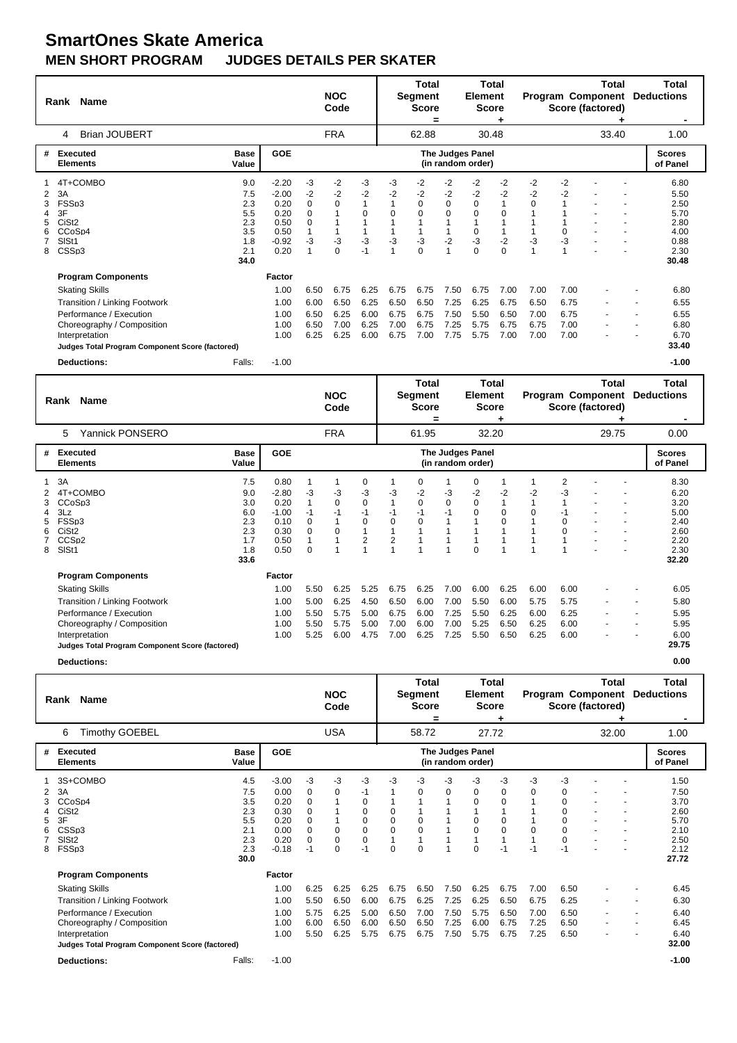# SmartOnes Skate America

## MEN SHORT PROGRAM JUDGES DETAILS PER SKATER

| Rank | Name | NOC Code | Total Segment Score = | Total Element Score + | Total Program Component Score (factored) + | Total Deductions - |
|---|---|---|---|---|---|---|
| 4 | Brian JOUBERT | FRA | 62.88 | 30.48 | 33.40 | 1.00 |

| # | Executed Elements | Base Value | GOE | J1 | J2 | J3 | J4 | J5 | J6 | J7 | J8 | J9 | J10 | J11 | J12 | Scores of Panel |
|---|---|---|---|---|---|---|---|---|---|---|---|---|---|---|---|---|
| 1 | 4T+COMBO | 9.0 | -2.20 | -3 | -2 | -3 | -3 | -2 | -2 | -2 | -2 | -2 | -2 | - | - | 6.80 |
| 2 | 3A | 7.5 | -2.00 | -2 | -2 | -2 | -2 | -2 | -2 | -2 | -2 | -2 | -2 | - | - | 5.50 |
| 3 | FSSp3 | 2.3 | 0.20 | 0 | 0 | 1 | 1 | 0 | 0 | 0 | 1 | 0 | 1 | - | - | 2.50 |
| 4 | 3F | 5.5 | 0.20 | 0 | 1 | 0 | 0 | 0 | 0 | 0 | 0 | 1 | 1 | - | - | 5.70 |
| 5 | CiSt2 | 2.3 | 0.50 | 0 | 1 | 1 | 1 | 1 | 1 | 1 | 1 | 1 | 1 | - | - | 2.80 |
| 6 | CCoSp4 | 3.5 | 0.50 | 1 | 1 | 1 | 1 | 1 | 1 | 0 | 1 | 1 | 0 | - | - | 4.00 |
| 7 | SlSt1 | 1.8 | -0.92 | -3 | -3 | -3 | -3 | -3 | -2 | -3 | -2 | -3 | -3 | - | - | 0.88 |
| 8 | CSSp3 | 2.1 | 0.20 | 1 | 0 | -1 | 1 | 0 | 1 | 0 | 0 | 1 | 1 | - | - | 2.30 |
| | | 34.0 | | | | | | | | | | | | | | 30.48 |
| | **Program Components** | | **Factor** | | | | | | | | | | | | | |
| | Skating Skills | | 1.00 | 6.50 | 6.75 | 6.25 | 6.75 | 6.75 | 7.50 | 6.75 | 7.00 | 7.00 | 7.00 | - | - | 6.80 |
| | Transition / Linking Footwork | | 1.00 | 6.00 | 6.50 | 6.25 | 6.50 | 6.50 | 7.25 | 6.25 | 6.75 | 6.50 | 6.75 | - | - | 6.55 |
| | Performance / Execution | | 1.00 | 6.50 | 6.25 | 6.00 | 6.75 | 6.75 | 7.50 | 5.50 | 6.50 | 7.00 | 6.75 | - | - | 6.55 |
| | Choreography / Composition | | 1.00 | 6.50 | 7.00 | 6.25 | 7.00 | 6.75 | 7.25 | 5.75 | 6.75 | 6.75 | 7.00 | - | - | 6.80 |
| | Interpretation | | 1.00 | 6.25 | 6.25 | 6.00 | 6.75 | 7.00 | 7.75 | 5.75 | 7.00 | 7.00 | 7.00 | - | - | 6.70 |
| | **Judges Total Program Component Score (factored)** | | | | | | | | | | | | | | | **33.40** |
| | **Deductions:** | Falls: | -1.00 | | | | | | | | | | | | | **-1.00** |

| Rank | Name | NOC Code | Total Segment Score = | Total Element Score + | Total Program Component Score (factored) + | Total Deductions - |
|---|---|---|---|---|---|---|
| 5 | Yannick PONSERO | FRA | 61.95 | 32.20 | 29.75 | 0.00 |

| # | Executed Elements | Base Value | GOE | J1 | J2 | J3 | J4 | J5 | J6 | J7 | J8 | J9 | J10 | J11 | J12 | Scores of Panel |
|---|---|---|---|---|---|---|---|---|---|---|---|---|---|---|---|---|
| 1 | 3A | 7.5 | 0.80 | 1 | 1 | 0 | 1 | 0 | 1 | 0 | 1 | 1 | 2 | - | - | 8.30 |
| 2 | 4T+COMBO | 9.0 | -2.80 | -3 | -3 | -3 | -3 | -2 | -3 | -2 | -2 | -2 | -3 | - | - | 6.20 |
| 3 | CCoSp3 | 3.0 | 0.20 | 1 | 0 | 0 | 1 | 0 | 0 | 0 | 1 | 1 | 1 | - | - | 3.20 |
| 4 | 3Lz | 6.0 | -1.00 | -1 | -1 | -1 | -1 | -1 | -1 | 0 | 0 | 0 | -1 | - | - | 5.00 |
| 5 | FSSp3 | 2.3 | 0.10 | 0 | 1 | 0 | 0 | 0 | 1 | 1 | 0 | 1 | 0 | - | - | 2.40 |
| 6 | CiSt2 | 2.3 | 0.30 | 0 | 0 | 1 | 1 | 1 | 1 | 1 | 1 | 1 | 0 | - | - | 2.60 |
| 7 | CCSp2 | 1.7 | 0.50 | 1 | 1 | 2 | 2 | 1 | 1 | 1 | 1 | 1 | 1 | - | - | 2.20 |
| 8 | SlSt1 | 1.8 | 0.50 | 0 | 1 | 1 | 1 | 1 | 1 | 0 | 1 | 1 | 1 | - | - | 2.30 |
| | | 33.6 | | | | | | | | | | | | | | 32.20 |
| | **Program Components** | | **Factor** | | | | | | | | | | | | | |
| | Skating Skills | | 1.00 | 5.50 | 6.25 | 5.25 | 6.75 | 6.25 | 7.00 | 6.00 | 6.25 | 6.00 | 6.00 | - | - | 6.05 |
| | Transition / Linking Footwork | | 1.00 | 5.00 | 6.25 | 4.50 | 6.50 | 6.00 | 7.00 | 5.50 | 6.00 | 5.75 | 5.75 | - | - | 5.80 |
| | Performance / Execution | | 1.00 | 5.50 | 5.75 | 5.00 | 6.75 | 6.00 | 7.25 | 5.50 | 6.25 | 6.00 | 6.25 | - | - | 5.95 |
| | Choreography / Composition | | 1.00 | 5.50 | 5.75 | 5.00 | 7.00 | 6.00 | 7.00 | 5.25 | 6.50 | 6.25 | 6.00 | - | - | 5.95 |
| | Interpretation | | 1.00 | 5.25 | 6.00 | 4.75 | 7.00 | 6.25 | 7.25 | 5.50 | 6.50 | 6.25 | 6.00 | - | - | 6.00 |
| | **Judges Total Program Component Score (factored)** | | | | | | | | | | | | | | | **29.75** |
| | **Deductions:** | | | | | | | | | | | | | | | **0.00** |

| Rank | Name | NOC Code | Total Segment Score = | Total Element Score + | Total Program Component Score (factored) + | Total Deductions - |
|---|---|---|---|---|---|---|
| 6 | Timothy GOEBEL | USA | 58.72 | 27.72 | 32.00 | 1.00 |

| # | Executed Elements | Base Value | GOE | J1 | J2 | J3 | J4 | J5 | J6 | J7 | J8 | J9 | J10 | J11 | J12 | Scores of Panel |
|---|---|---|---|---|---|---|---|---|---|---|---|---|---|---|---|---|
| 1 | 3S+COMBO | 4.5 | -3.00 | -3 | -3 | -3 | -3 | -3 | -3 | -3 | -3 | -3 | -3 | - | - | 1.50 |
| 2 | 3A | 7.5 | 0.00 | 0 | 0 | -1 | 1 | 0 | 0 | 0 | 0 | 0 | 0 | - | - | 7.50 |
| 3 | CCoSp4 | 3.5 | 0.20 | 0 | 1 | 0 | 1 | 1 | 1 | 0 | 0 | 1 | 0 | - | - | 3.70 |
| 4 | CiSt2 | 2.3 | 0.30 | 0 | 1 | 0 | 0 | 1 | 1 | 1 | 1 | 1 | 0 | - | - | 2.60 |
| 5 | 3F | 5.5 | 0.20 | 0 | 1 | 0 | 0 | 0 | 1 | 0 | 0 | 1 | 0 | - | - | 5.70 |
| 6 | CSSp3 | 2.1 | 0.00 | 0 | 0 | 0 | 0 | 0 | 1 | 0 | 0 | 0 | 0 | - | - | 2.10 |
| 7 | SlSt2 | 2.3 | 0.20 | 0 | 0 | 0 | 1 | 0 | 1 | 1 | 1 | 1 | 0 | - | - | 2.50 |
| 8 | FSSp3 | 2.3 | -0.18 | -1 | 0 | -1 | 0 | 0 | 1 | 0 | -1 | -1 | -1 | - | - | 2.12 |
| | | 30.0 | | | | | | | | | | | | | | 27.72 |
| | **Program Components** | | **Factor** | | | | | | | | | | | | | |
| | Skating Skills | | 1.00 | 6.25 | 6.25 | 6.25 | 6.75 | 6.50 | 7.50 | 6.25 | 6.75 | 7.00 | 6.50 | - | - | 6.45 |
| | Transition / Linking Footwork | | 1.00 | 5.50 | 6.50 | 6.00 | 6.75 | 6.25 | 7.25 | 6.25 | 6.50 | 6.75 | 6.25 | - | - | 6.30 |
| | Performance / Execution | | 1.00 | 5.75 | 6.25 | 5.00 | 6.50 | 7.00 | 7.50 | 5.75 | 6.50 | 7.00 | 6.50 | - | - | 6.40 |
| | Choreography / Composition | | 1.00 | 6.00 | 6.50 | 6.00 | 6.50 | 6.50 | 7.25 | 6.00 | 6.75 | 7.25 | 6.50 | - | - | 6.45 |
| | Interpretation | | 1.00 | 5.50 | 6.25 | 5.75 | 6.75 | 6.75 | 7.50 | 5.75 | 6.75 | 7.25 | 6.50 | - | - | 6.40 |
| | **Judges Total Program Component Score (factored)** | | | | | | | | | | | | | | | **32.00** |
| | **Deductions:** | Falls: | -1.00 | | | | | | | | | | | | | **-1.00** |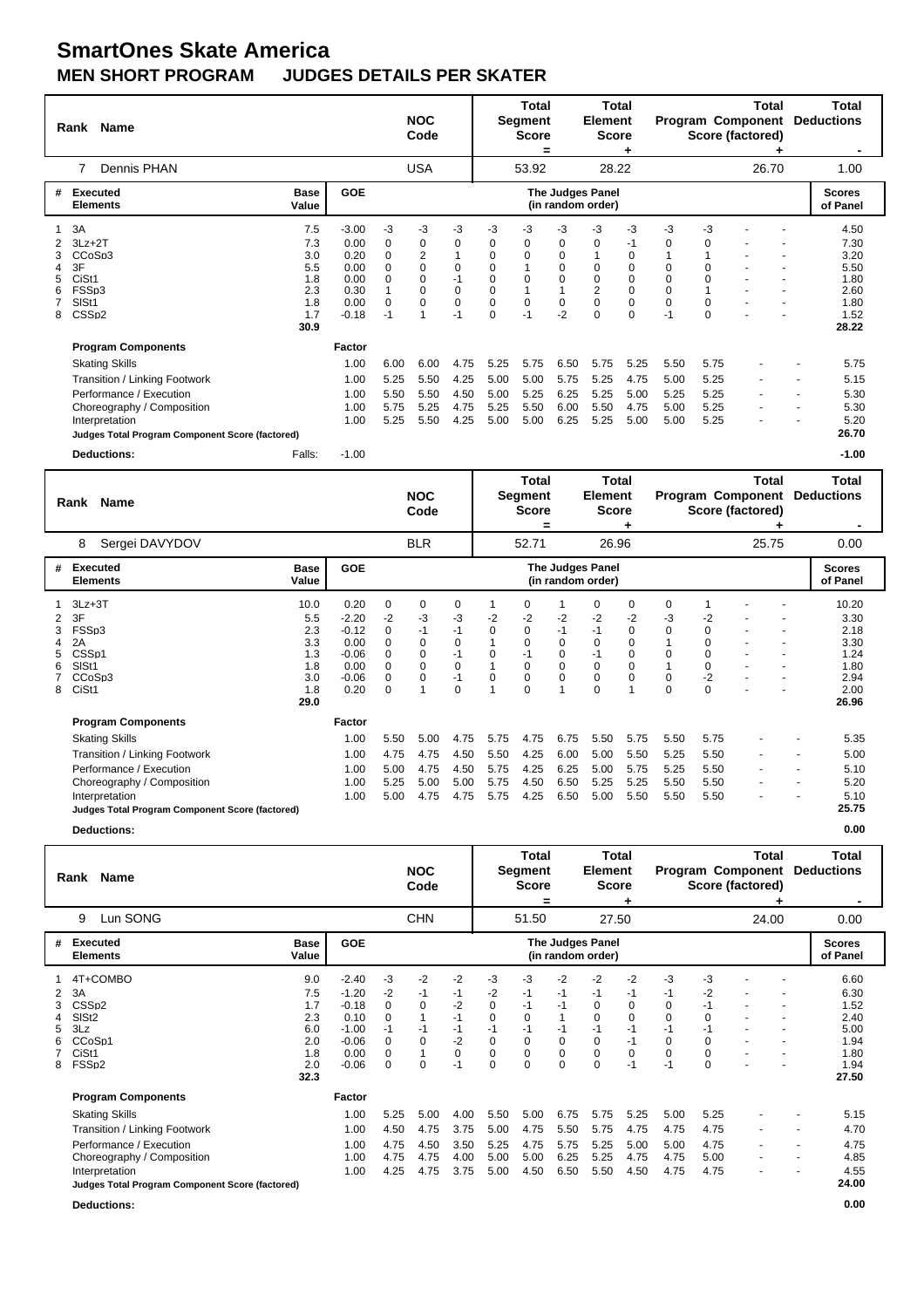# SmartOnes Skate America

## MEN SHORT PROGRAM JUDGES DETAILS PER SKATER

| Rank | Name | NOC Code | Total Segment Score = | Total Element Score + | Total Program Component Score (factored) + | Total Deductions - |
|---|---|---|---|---|---|---|
| 7 | Dennis PHAN | USA | 53.92 | 28.22 | 26.70 | 1.00 |

| # | Executed Elements | Base Value | GOE | J1 | J2 | J3 | J4 | J5 | J6 | J7 | J8 | J9 | J10 | J11 | J12 | Scores of Panel |
|---|---|---|---|---|---|---|---|---|---|---|---|---|---|---|---|---|
| 1 | 3A | 7.5 | -3.00 | -3 | -3 | -3 | -3 | -3 | -3 | -3 | -3 | -3 | -3 | - | - | 4.50 |
| 2 | 3Lz+2T | 7.3 | 0.00 | 0 | 0 | 0 | 0 | 0 | 0 | 0 | -1 | 0 | 0 | - | - | 7.30 |
| 3 | CCoSp3 | 3.0 | 0.20 | 0 | 2 | 1 | 0 | 0 | 0 | 1 | 0 | 1 | 1 | - | - | 3.20 |
| 4 | 3F | 5.5 | 0.00 | 0 | 0 | 0 | 0 | 1 | 0 | 0 | 0 | 0 | 0 | - | - | 5.50 |
| 5 | CiSt1 | 1.8 | 0.00 | 0 | 0 | -1 | 0 | 0 | 0 | 0 | 0 | 0 | 0 | - | - | 1.80 |
| 6 | FSSp3 | 2.3 | 0.30 | 1 | 0 | 0 | 0 | 1 | 1 | 2 | 0 | 0 | 1 | - | - | 2.60 |
| 7 | SlSt1 | 1.8 | 0.00 | 0 | 0 | 0 | 0 | 0 | 0 | 0 | 0 | 0 | 0 | - | - | 1.80 |
| 8 | CSSp2 | 1.7 | -0.18 | -1 | 1 | -1 | 0 | -1 | -2 | 0 | 0 | -1 | 0 | - | - | 1.52 |
| | | 30.9 | | | | | | | | | | | | | | 28.22 |

| Program Components | Factor | J1 | J2 | J3 | J4 | J5 | J6 | J7 | J8 | J9 | J10 | J11 | J12 | Scores of Panel |
|---|---|---|---|---|---|---|---|---|---|---|---|---|---|---|
| Skating Skills | 1.00 | 6.00 | 6.00 | 4.75 | 5.25 | 5.75 | 6.50 | 5.75 | 5.25 | 5.50 | 5.75 | - | - | 5.75 |
| Transition / Linking Footwork | 1.00 | 5.25 | 5.50 | 4.25 | 5.00 | 5.00 | 5.75 | 5.25 | 4.75 | 5.00 | 5.25 | - | - | 5.15 |
| Performance / Execution | 1.00 | 5.50 | 5.50 | 4.50 | 5.00 | 5.25 | 6.25 | 5.25 | 5.00 | 5.25 | 5.25 | - | - | 5.30 |
| Choreography / Composition | 1.00 | 5.75 | 5.25 | 4.75 | 5.25 | 5.50 | 6.00 | 5.50 | 4.75 | 5.00 | 5.25 | - | - | 5.30 |
| Interpretation | 1.00 | 5.25 | 5.50 | 4.25 | 5.00 | 5.00 | 6.25 | 5.25 | 5.00 | 5.00 | 5.25 | - | - | 5.20 |
| **Judges Total Program Component Score (factored)** | | | | | | | | | | | | | | **26.70** |

**Deductions:** Falls: -1.00 **-1.00**

| Rank | Name | NOC Code | Total Segment Score = | Total Element Score + | Total Program Component Score (factored) + | Total Deductions - |
|---|---|---|---|---|---|---|
| 8 | Sergei DAVYDOV | BLR | 52.71 | 26.96 | 25.75 | 0.00 |

| # | Executed Elements | Base Value | GOE | J1 | J2 | J3 | J4 | J5 | J6 | J7 | J8 | J9 | J10 | J11 | J12 | Scores of Panel |
|---|---|---|---|---|---|---|---|---|---|---|---|---|---|---|---|---|
| 1 | 3Lz+3T | 10.0 | 0.20 | 0 | 0 | 0 | 1 | 0 | 1 | 0 | 0 | 0 | 1 | - | - | 10.20 |
| 2 | 3F | 5.5 | -2.20 | -2 | -3 | -3 | -2 | -2 | -2 | -2 | -2 | -3 | -2 | - | - | 3.30 |
| 3 | FSSp3 | 2.3 | -0.12 | 0 | -1 | -1 | 0 | 0 | -1 | -1 | 0 | 0 | 0 | - | - | 2.18 |
| 4 | 2A | 3.3 | 0.00 | 0 | 0 | 0 | 1 | 0 | 0 | 0 | 0 | 1 | 0 | - | - | 3.30 |
| 5 | CSSp1 | 1.3 | -0.06 | 0 | 0 | -1 | 0 | -1 | 0 | -1 | 0 | 0 | 0 | - | - | 1.24 |
| 6 | SlSt1 | 1.8 | 0.00 | 0 | 0 | 0 | 1 | 0 | 0 | 0 | 0 | 1 | 0 | - | - | 1.80 |
| 7 | CCoSp3 | 3.0 | -0.06 | 0 | 0 | -1 | 0 | 0 | 0 | 0 | 0 | 0 | -2 | - | - | 2.94 |
| 8 | CiSt1 | 1.8 | 0.20 | 0 | 1 | 0 | 1 | 0 | 1 | 0 | 1 | 0 | 0 | - | - | 2.00 |
| | | 29.0 | | | | | | | | | | | | | | 26.96 |

| Program Components | Factor | J1 | J2 | J3 | J4 | J5 | J6 | J7 | J8 | J9 | J10 | J11 | J12 | Scores of Panel |
|---|---|---|---|---|---|---|---|---|---|---|---|---|---|---|
| Skating Skills | 1.00 | 5.50 | 5.00 | 4.75 | 5.75 | 4.75 | 6.75 | 5.50 | 5.75 | 5.50 | 5.75 | - | - | 5.35 |
| Transition / Linking Footwork | 1.00 | 4.75 | 4.75 | 4.50 | 5.50 | 4.25 | 6.00 | 5.00 | 5.50 | 5.25 | 5.50 | - | - | 5.00 |
| Performance / Execution | 1.00 | 5.00 | 4.75 | 4.50 | 5.75 | 4.25 | 6.25 | 5.00 | 5.75 | 5.25 | 5.50 | - | - | 5.10 |
| Choreography / Composition | 1.00 | 5.25 | 5.00 | 5.00 | 5.75 | 4.50 | 6.50 | 5.25 | 5.25 | 5.50 | 5.50 | - | - | 5.20 |
| Interpretation | 1.00 | 5.00 | 4.75 | 4.75 | 5.75 | 4.25 | 6.50 | 5.00 | 5.50 | 5.50 | 5.50 | - | - | 5.10 |
| **Judges Total Program Component Score (factored)** | | | | | | | | | | | | | | **25.75** |

**Deductions:** **0.00**

| Rank | Name | NOC Code | Total Segment Score = | Total Element Score + | Total Program Component Score (factored) + | Total Deductions - |
|---|---|---|---|---|---|---|
| 9 | Lun SONG | CHN | 51.50 | 27.50 | 24.00 | 0.00 |

| # | Executed Elements | Base Value | GOE | J1 | J2 | J3 | J4 | J5 | J6 | J7 | J8 | J9 | J10 | J11 | J12 | Scores of Panel |
|---|---|---|---|---|---|---|---|---|---|---|---|---|---|---|---|---|
| 1 | 4T+COMBO | 9.0 | -2.40 | -3 | -2 | -2 | -3 | -3 | -2 | -2 | -2 | -3 | -3 | - | - | 6.60 |
| 2 | 3A | 7.5 | -1.20 | -2 | -1 | -1 | -2 | -1 | -1 | -1 | -1 | -1 | -2 | - | - | 6.30 |
| 3 | CSSp2 | 1.7 | -0.18 | 0 | 0 | -2 | 0 | -1 | -1 | 0 | 0 | 0 | -1 | - | - | 1.52 |
| 4 | SlSt2 | 2.3 | 0.10 | 0 | 1 | -1 | 0 | 0 | 1 | 0 | 0 | 0 | 0 | - | - | 2.40 |
| 5 | 3Lz | 6.0 | -1.00 | -1 | -1 | -1 | -1 | -1 | -1 | -1 | -1 | -1 | -1 | - | - | 5.00 |
| 6 | CCoSp1 | 2.0 | -0.06 | 0 | 0 | -2 | 0 | 0 | 0 | 0 | -1 | 0 | 0 | - | - | 1.94 |
| 7 | CiSt1 | 1.8 | 0.00 | 0 | 1 | 0 | 0 | 0 | 0 | 0 | 0 | 0 | 0 | - | - | 1.80 |
| 8 | FSSp2 | 2.0 | -0.06 | 0 | 0 | -1 | 0 | 0 | 0 | 0 | -1 | -1 | 0 | - | - | 1.94 |
| | | 32.3 | | | | | | | | | | | | | | 27.50 |

| Program Components | Factor | J1 | J2 | J3 | J4 | J5 | J6 | J7 | J8 | J9 | J10 | J11 | J12 | Scores of Panel |
|---|---|---|---|---|---|---|---|---|---|---|---|---|---|---|
| Skating Skills | 1.00 | 5.25 | 5.00 | 4.00 | 5.50 | 5.00 | 6.75 | 5.75 | 5.25 | 5.00 | 5.25 | - | - | 5.15 |
| Transition / Linking Footwork | 1.00 | 4.50 | 4.75 | 3.75 | 5.00 | 4.75 | 5.50 | 5.75 | 4.75 | 4.75 | 4.75 | - | - | 4.70 |
| Performance / Execution | 1.00 | 4.75 | 4.50 | 3.50 | 5.25 | 4.75 | 5.75 | 5.25 | 5.00 | 5.00 | 4.75 | - | - | 4.75 |
| Choreography / Composition | 1.00 | 4.75 | 4.75 | 4.00 | 5.00 | 5.00 | 6.25 | 5.25 | 4.75 | 4.75 | 5.00 | - | - | 4.85 |
| Interpretation | 1.00 | 4.25 | 4.75 | 3.75 | 5.00 | 4.50 | 6.50 | 5.50 | 4.50 | 4.75 | 4.75 | - | - | 4.55 |
| **Judges Total Program Component Score (factored)** | | | | | | | | | | | | | | **24.00** |

**Deductions:** **0.00**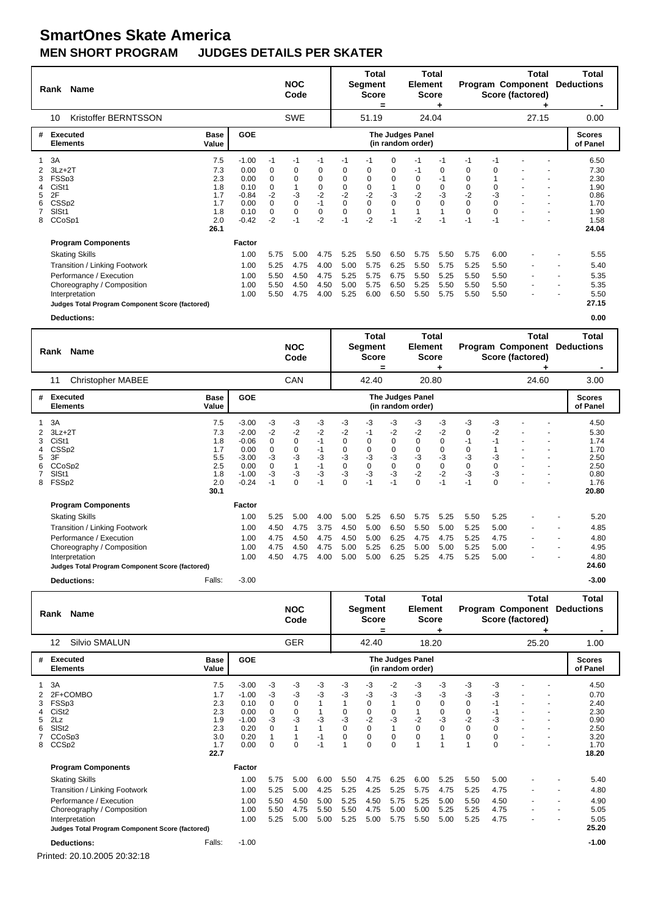# SmartOnes Skate America

## MEN SHORT PROGRAM JUDGES DETAILS PER SKATER

| Rank | Name | NOC Code | Total Segment Score = | Total Element Score + | Total Program Component Score (factored) + | Total Deductions - |
|---|---|---|---|---|---|---|
| 10 | Kristoffer BERNTSSON | SWE | 51.19 | 24.04 | 27.15 | 0.00 |

| # | Executed Elements | Base Value | GOE | The Judges Panel (in random order) | | | | | | | | | | | | Scores of Panel |
|---|---|---|---|---|---|---|---|---|---|---|---|---|---|---|---|---|
| 1 | 3A | 7.5 | -1.00 | -1 | -1 | -1 | -1 | -1 | 0 | -1 | -1 | -1 | -1 | - | - | 6.50 |
| 2 | 3Lz+2T | 7.3 | 0.00 | 0 | 0 | 0 | 0 | 0 | 0 | -1 | 0 | 0 | 0 | - | - | 7.30 |
| 3 | FSSp3 | 2.3 | 0.00 | 0 | 0 | 0 | 0 | 0 | 0 | 0 | -1 | 0 | 1 | - | - | 2.30 |
| 4 | CiSt1 | 1.8 | 0.10 | 0 | 1 | 0 | 0 | 0 | 1 | 0 | 0 | 0 | 0 | - | - | 1.90 |
| 5 | 2F | 1.7 | -0.84 | -2 | -3 | -2 | -2 | -2 | -3 | -2 | -3 | -2 | -3 | - | - | 0.86 |
| 6 | CSSp2 | 1.7 | 0.00 | 0 | 0 | -1 | 0 | 0 | 0 | 0 | 0 | 0 | 0 | - | - | 1.70 |
| 7 | SlSt1 | 1.8 | 0.10 | 0 | 0 | 0 | 0 | 0 | 1 | 1 | 1 | 0 | 0 | - | - | 1.90 |
| 8 | CCoSp1 | 2.0 | -0.42 | -2 | -1 | -2 | -1 | -2 | -1 | -2 | -1 | -1 | -1 | - | - | 1.58 |
| | | 26.1 | | | | | | | | | | | | | | 24.04 |
| | **Program Components** | | **Factor** | | | | | | | | | | | | | |
| | Skating Skills | | 1.00 | 5.75 | 5.00 | 4.75 | 5.25 | 5.50 | 6.50 | 5.75 | 5.50 | 5.75 | 6.00 | - | - | 5.55 |
| | Transition / Linking Footwork | | 1.00 | 5.25 | 4.75 | 4.00 | 5.00 | 5.75 | 6.25 | 5.50 | 5.75 | 5.25 | 5.50 | - | - | 5.40 |
| | Performance / Execution | | 1.00 | 5.50 | 4.50 | 4.75 | 5.25 | 5.75 | 6.75 | 5.50 | 5.25 | 5.50 | 5.50 | - | - | 5.35 |
| | Choreography / Composition | | 1.00 | 5.50 | 4.50 | 4.50 | 5.00 | 5.75 | 6.50 | 5.25 | 5.50 | 5.50 | 5.50 | - | - | 5.35 |
| | Interpretation | | 1.00 | 5.50 | 4.75 | 4.00 | 5.25 | 6.00 | 6.50 | 5.50 | 5.75 | 5.50 | 5.50 | - | - | 5.50 |
| | **Judges Total Program Component Score (factored)** | | | | | | | | | | | | | | | **27.15** |
| | **Deductions:** | | | | | | | | | | | | | | | **0.00** |

| Rank | Name | NOC Code | Total Segment Score = | Total Element Score + | Total Program Component Score (factored) + | Total Deductions - |
|---|---|---|---|---|---|---|
| 11 | Christopher MABEE | CAN | 42.40 | 20.80 | 24.60 | 3.00 |

| # | Executed Elements | Base Value | GOE | The Judges Panel (in random order) | | | | | | | | | | | | Scores of Panel |
|---|---|---|---|---|---|---|---|---|---|---|---|---|---|---|---|---|
| 1 | 3A | 7.5 | -3.00 | -3 | -3 | -3 | -3 | -3 | -3 | -3 | -3 | -3 | -3 | - | - | 4.50 |
| 2 | 3Lz+2T | 7.3 | -2.00 | -2 | -2 | -2 | -2 | -1 | -2 | -2 | -2 | 0 | -2 | - | - | 5.30 |
| 3 | CiSt1 | 1.8 | -0.06 | 0 | 0 | -1 | 0 | 0 | 0 | 0 | 0 | -1 | -1 | - | - | 1.74 |
| 4 | CSSp2 | 1.7 | 0.00 | 0 | 0 | 0 | 0 | 0 | 0 | 0 | 0 | 0 | 1 | - | - | 1.70 |
| 5 | 3F | 5.5 | -3.00 | -3 | -3 | -3 | -3 | -3 | -3 | -3 | -3 | -3 | -3 | - | - | 2.50 |
| 6 | CCoSp2 | 2.5 | 0.00 | 0 | 1 | -1 | 0 | 0 | 0 | 0 | 0 | 0 | 0 | - | - | 2.50 |
| 7 | SlSt1 | 1.8 | -1.00 | -3 | -3 | -3 | -3 | -3 | -3 | -2 | -2 | -3 | -3 | - | - | 0.80 |
| 8 | FSSp2 | 2.0 | -0.24 | -1 | 0 | -1 | 0 | -1 | -1 | 0 | -1 | -1 | 0 | - | - | 1.76 |
| | | 30.1 | | | | | | | | | | | | | | 20.80 |
| | **Program Components** | | **Factor** | | | | | | | | | | | | | |
| | Skating Skills | | 1.00 | 5.25 | 5.00 | 4.00 | 5.00 | 5.25 | 6.50 | 5.75 | 5.25 | 5.50 | 5.25 | - | - | 5.20 |
| | Transition / Linking Footwork | | 1.00 | 4.50 | 4.75 | 3.75 | 4.50 | 5.00 | 6.50 | 5.50 | 5.00 | 5.25 | 5.00 | - | - | 4.85 |
| | Performance / Execution | | 1.00 | 4.75 | 4.50 | 4.75 | 4.50 | 5.00 | 6.25 | 4.75 | 4.75 | 5.25 | 4.75 | - | - | 4.80 |
| | Choreography / Composition | | 1.00 | 4.75 | 4.50 | 4.75 | 5.00 | 5.25 | 6.25 | 5.00 | 5.00 | 5.25 | 5.00 | - | - | 4.95 |
| | Interpretation | | 1.00 | 4.50 | 4.75 | 4.00 | 5.00 | 5.00 | 6.25 | 5.25 | 4.75 | 5.25 | 5.00 | - | - | 4.80 |
| | **Judges Total Program Component Score (factored)** | | | | | | | | | | | | | | | **24.60** |
| | **Deductions:** | Falls: | -3.00 | | | | | | | | | | | | | **-3.00** |

| Rank | Name | NOC Code | Total Segment Score = | Total Element Score + | Total Program Component Score (factored) + | Total Deductions - |
|---|---|---|---|---|---|---|
| 12 | Silvio SMALUN | GER | 42.40 | 18.20 | 25.20 | 1.00 |

| # | Executed Elements | Base Value | GOE | The Judges Panel (in random order) | | | | | | | | | | | | Scores of Panel |
|---|---|---|---|---|---|---|---|---|---|---|---|---|---|---|---|---|
| 1 | 3A | 7.5 | -3.00 | -3 | -3 | -3 | -3 | -3 | -2 | -3 | -3 | -3 | -3 | - | - | 4.50 |
| 2 | 2F+COMBO | 1.7 | -1.00 | -3 | -3 | -3 | -3 | -3 | -3 | -3 | -3 | -3 | -3 | - | - | 0.70 |
| 3 | FSSp3 | 2.3 | 0.10 | 0 | 0 | 1 | 1 | 0 | 1 | 0 | 0 | 0 | -1 | - | - | 2.40 |
| 4 | CiSt2 | 2.3 | 0.00 | 0 | 0 | 1 | 0 | 0 | 0 | 1 | 0 | 0 | -1 | - | - | 2.30 |
| 5 | 2Lz | 1.9 | -1.00 | -3 | -3 | -3 | -3 | -2 | -3 | -2 | -3 | -2 | -3 | - | - | 0.90 |
| 6 | SlSt2 | 2.3 | 0.20 | 0 | 1 | 1 | 0 | 0 | 1 | 0 | 0 | 0 | 0 | - | - | 2.50 |
| 7 | CCoSp3 | 3.0 | 0.20 | 1 | 1 | -1 | 0 | 0 | 0 | 0 | 1 | 0 | 0 | - | - | 3.20 |
| 8 | CCSp2 | 1.7 | 0.00 | 0 | 0 | -1 | 1 | 0 | 0 | 1 | 1 | 1 | 0 | - | - | 1.70 |
| | | 22.7 | | | | | | | | | | | | | | 18.20 |
| | **Program Components** | | **Factor** | | | | | | | | | | | | | |
| | Skating Skills | | 1.00 | 5.75 | 5.00 | 6.00 | 5.50 | 4.75 | 6.25 | 6.00 | 5.25 | 5.50 | 5.00 | - | - | 5.40 |
| | Transition / Linking Footwork | | 1.00 | 5.25 | 5.00 | 4.25 | 5.25 | 4.25 | 5.25 | 5.75 | 4.75 | 5.25 | 4.75 | - | - | 4.80 |
| | Performance / Execution | | 1.00 | 5.50 | 4.50 | 5.00 | 5.25 | 4.50 | 5.75 | 5.25 | 5.00 | 5.50 | 4.50 | - | - | 4.90 |
| | Choreography / Composition | | 1.00 | 5.50 | 4.75 | 5.50 | 5.50 | 4.75 | 5.00 | 5.00 | 5.25 | 5.25 | 4.75 | - | - | 5.05 |
| | Interpretation | | 1.00 | 5.25 | 5.00 | 5.00 | 5.25 | 5.00 | 5.75 | 5.50 | 5.00 | 5.25 | 4.75 | - | - | 5.05 |
| | **Judges Total Program Component Score (factored)** | | | | | | | | | | | | | | | **25.20** |
| | **Deductions:** | Falls: | -1.00 | | | | | | | | | | | | | **-1.00** |

Printed: 20.10.2005 20:32:18